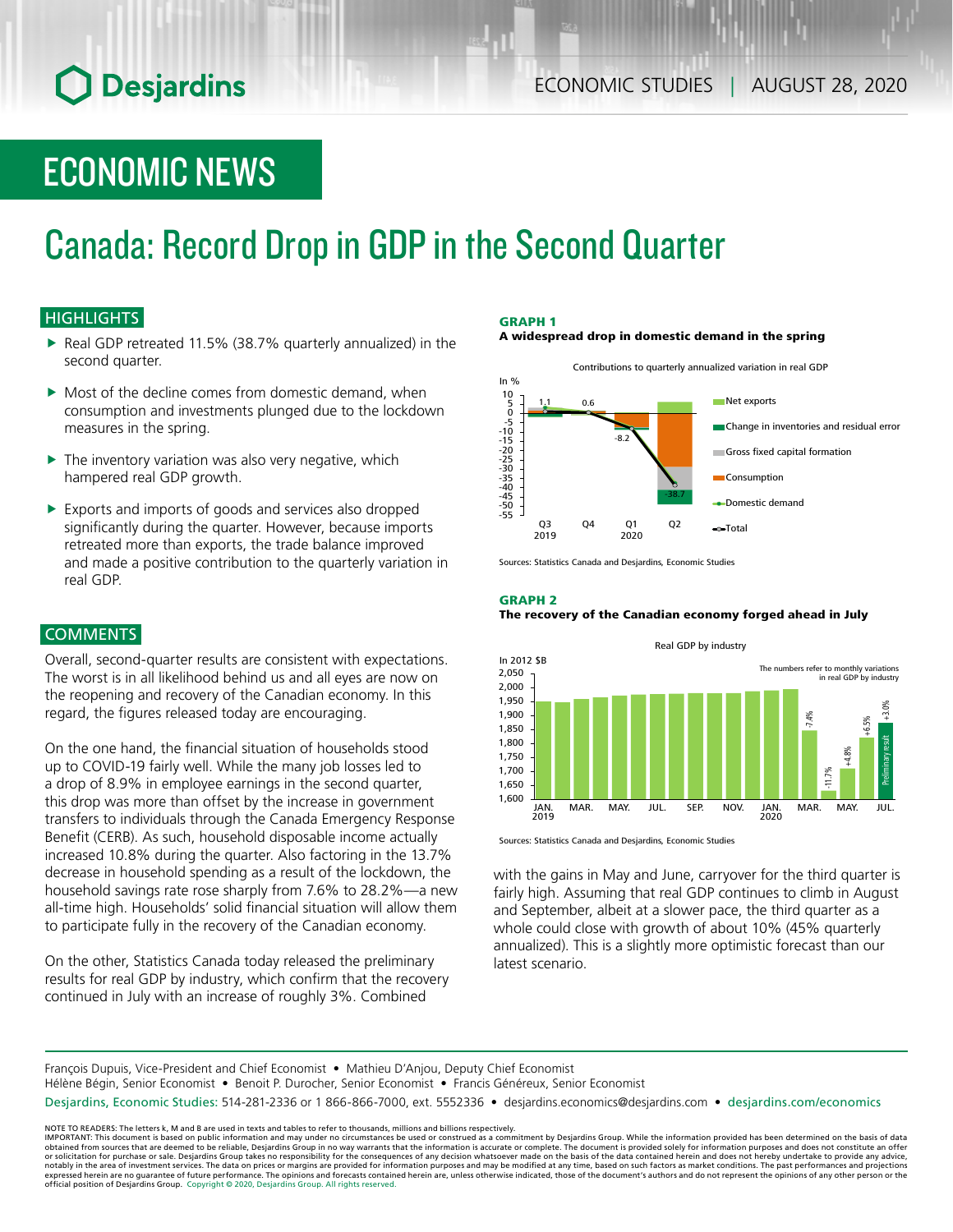ECONOMIC STUDIES | AUGUST 28, 2020

# ECONOMIC NEWS

# Canada: Record Drop in GDP in the Second Quarter

## HIGHLIGHTS

- Real GDP retreated 11.5% (38.7% quarterly annualized) in the second quarter.
- Most of the decline comes from domestic demand, when consumption and investments plunged due to the lockdown measures in the spring.
- The inventory variation was also very negative, which hampered real GDP growth.
- Exports and imports of goods and services also dropped significantly during the quarter. However, because imports retreated more than exports, the trade balance improved and made a positive contribution to the quarterly variation in real GDP.

## COMMENTS

Overall, second-quarter results are consistent with expectations. The worst is in all likelihood behind us and all eyes are now on the reopening and recovery of the Canadian economy. In this regard, the figures released today are encouraging.

On the one hand, the financial situation of households stood up to COVID-19 fairly well. While the many job losses led to a drop of 8.9% in employee earnings in the second quarter, this drop was more than offset by the increase in government transfers to individuals through the Canada Emergency Response Benefit (CERB). As such, household disposable income actually increased 10.8% during the quarter. Also factoring in the 13.7% decrease in household spending as a result of the lockdown, the household savings rate rose sharply from 7.6% to 28.2%—a new all-time high. Households' solid financial situation will allow them to participate fully in the recovery of the Canadian economy.

On the other, Statistics Canada today released the preliminary results for real GDP by industry, which confirm that the recovery continued in July with an increase of roughly 3%. Combined with the gains in May and June, carryover for the third quarter is fairly high. Assuming that real GDP continues to climb in August and September, albeit at a slower pace, the third quarter as a whole could close with growth of about 10% (45% quarterly annualized). This is a slightly more optimistic forecast than our latest scenario.

**GRAPH 1**
**A widespread drop in domestic demand in the spring**

Contributions to quarterly annualized variation in real GDP

Sources: Statistics Canada and Desjardins, Economic Studies

**GRAPH 2**
**The recovery of the Canadian economy forged ahead in July**

Real GDP by industry

Sources: Statistics Canada and Desjardins, Economic Studies

François Dupuis, Vice-President and Chief Economist • Mathieu D'Anjou, Deputy Chief Economist
Hélène Bégin, Senior Economist • Benoit P. Durocher, Senior Economist • Francis Généreux, Senior Economist

Desjardins, Economic Studies: 514-281-2336 or 1 866-866-7000, ext. 5552336 • desjardins.economics@desjardins.com • desjardins.com/economics

NOTE TO READERS: The letters k, M and B are used in texts and tables to refer to thousands, millions and billions respectively.
IMPORTANT: This document is based on public information and may under no circumstances be used or construed as a commitment by Desjardins Group. While the information provided has been determined on the basis of data obtained from sources that are deemed to be reliable, Desjardins Group in no way warrants that the information is accurate or complete. The document is provided solely for information purposes and does not constitute an offer or solicitation for purchase or sale. Desjardins Group takes no responsibility for the consequences of any decision whatsoever made on the basis of the data contained herein and does not hereby undertake to provide any advice, notably in the area of investment services. The data on prices or margins are provided for information purposes and may be modified at any time, based on such factors as market conditions. The past performances and projections expressed herein are no guarantee of future performance. The opinions and forecasts contained herein are, unless otherwise indicated, those of the document's authors and do not represent the opinions of any other person or the official position of Desjardins Group. Copyright © 2020, Desjardins Group. All rights reserved.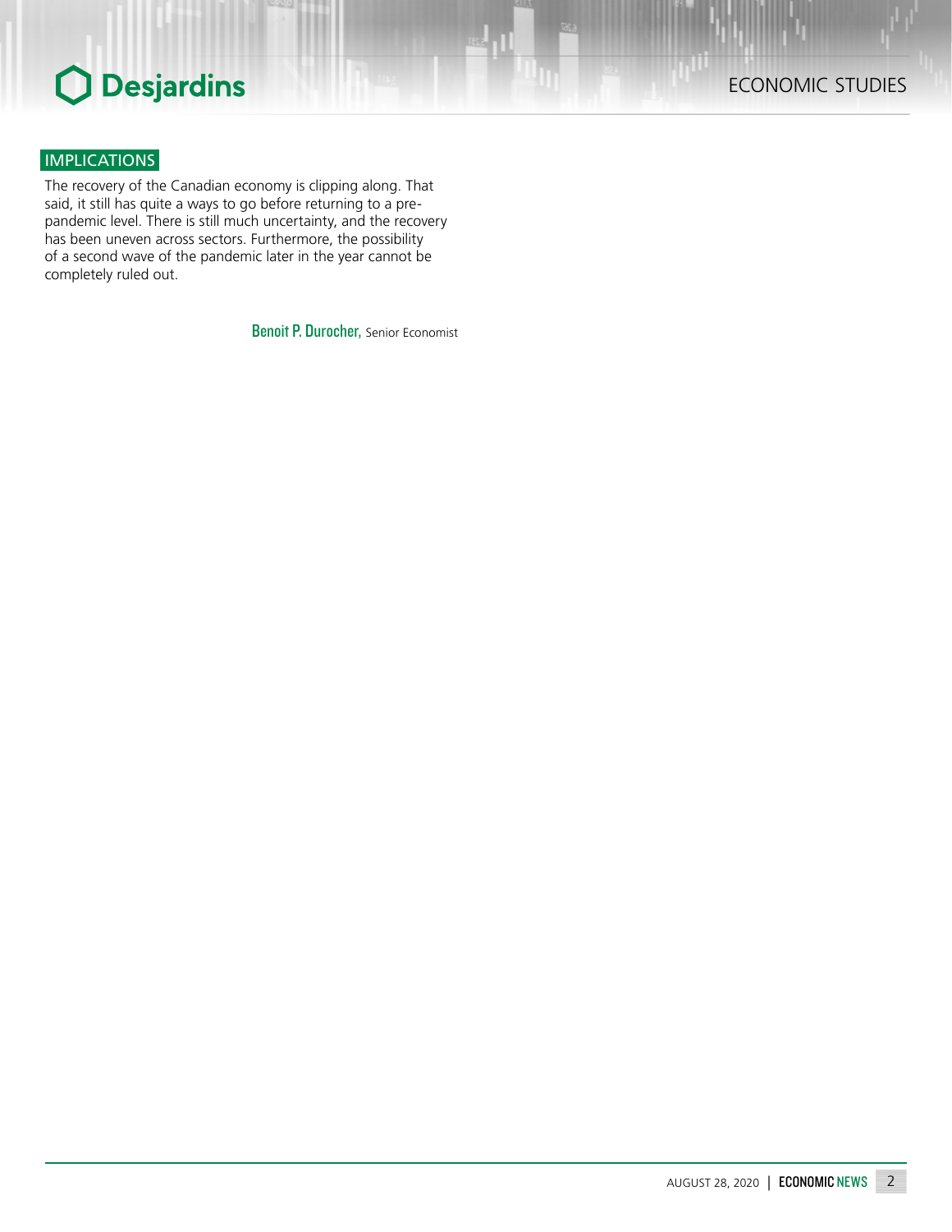## IMPLICATIONS

The recovery of the Canadian economy is clipping along. That said, it still has quite a ways to go before returning to a pre-pandemic level. There is still much uncertainty, and the recovery has been uneven across sectors. Furthermore, the possibility of a second wave of the pandemic later in the year cannot be completely ruled out.

Benoit P. Durocher, Senior Economist